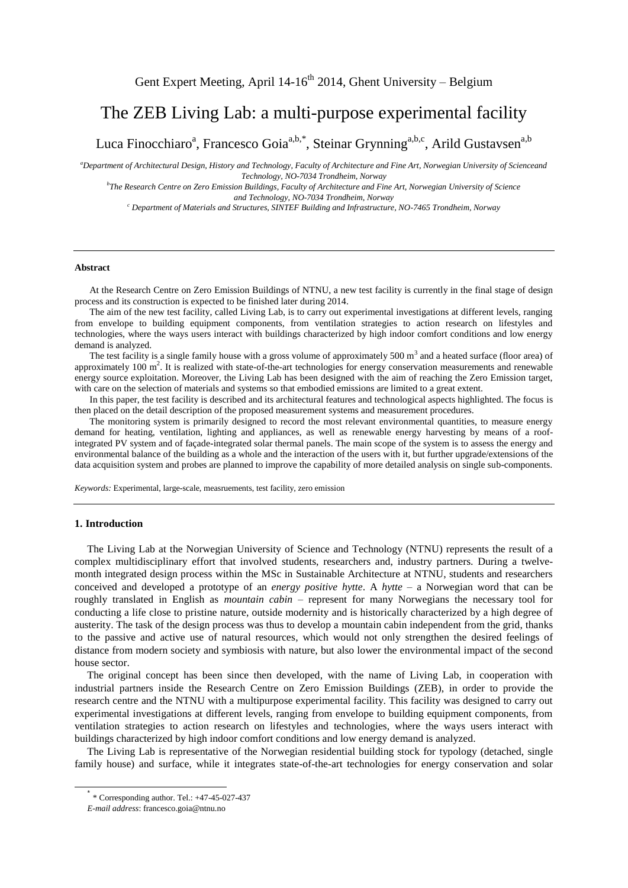Gent Expert Meeting, April 14-16th 2014, Ghent University – Belgium

# The ZEB Living Lab: a multi-purpose experimental facility

Luca Finocchiaro[a], Francesco Goia[a,b,*], Steinar Grynning[a,b,c], Arild Gustavsen[a,b]

[a]Department of Architectural Design, History and Technology, Faculty of Architecture and Fine Art, Norwegian University of Scienceand Technology, NO-7034 Trondheim, Norway

[b]The Research Centre on Zero Emission Buildings, Faculty of Architecture and Fine Art, Norwegian University of Science and Technology, NO-7034 Trondheim, Norway

[c] Department of Materials and Structures, SINTEF Building and Infrastructure, NO-7465 Trondheim, Norway

---

**Abstract**

At the Research Centre on Zero Emission Buildings of NTNU, a new test facility is currently in the final stage of design process and its construction is expected to be finished later during 2014.

The aim of the new test facility, called Living Lab, is to carry out experimental investigations at different levels, ranging from envelope to building equipment components, from ventilation strategies to action research on lifestyles and technologies, where the ways users interact with buildings characterized by high indoor comfort conditions and low energy demand is analyzed.

The test facility is a single family house with a gross volume of approximately 500 $m^3$ and a heated surface (floor area) of approximately 100 $m^2$. It is realized with state-of-the-art technologies for energy conservation measurements and renewable energy source exploitation. Moreover, the Living Lab has been designed with the aim of reaching the Zero Emission target, with care on the selection of materials and systems so that embodied emissions are limited to a great extent.

In this paper, the test facility is described and its architectural features and technological aspects highlighted. The focus is then placed on the detail description of the proposed measurement systems and measurement procedures.

The monitoring system is primarily designed to record the most relevant environmental quantities, to measure energy demand for heating, ventilation, lighting and appliances, as well as renewable energy harvesting by means of a roof-integrated PV system and of façade-integrated solar thermal panels. The main scope of the system is to assess the energy and environmental balance of the building as a whole and the interaction of the users with it, but further upgrade/extensions of the data acquisition system and probes are planned to improve the capability of more detailed analysis on single sub-components.

*Keywords:* Experimental, large-scale, measruements, test facility, zero emission

---

## 1. Introduction

The Living Lab at the Norwegian University of Science and Technology (NTNU) represents the result of a complex multidisciplinary effort that involved students, researchers and, industry partners. During a twelve-month integrated design process within the MSc in Sustainable Architecture at NTNU, students and researchers conceived and developed a prototype of an *energy positive hytte*. A *hytte* – a Norwegian word that can be roughly translated in English as *mountain cabin* – represent for many Norwegians the necessary tool for conducting a life close to pristine nature, outside modernity and is historically characterized by a high degree of austerity. The task of the design process was thus to develop a mountain cabin independent from the grid, thanks to the passive and active use of natural resources, which would not only strengthen the desired feelings of distance from modern society and symbiosis with nature, but also lower the environmental impact of the second house sector.

The original concept has been since then developed, with the name of Living Lab, in cooperation with industrial partners inside the Research Centre on Zero Emission Buildings (ZEB), in order to provide the research centre and the NTNU with a multipurpose experimental facility. This facility was designed to carry out experimental investigations at different levels, ranging from envelope to building equipment components, from ventilation strategies to action research on lifestyles and technologies, where the ways users interact with buildings characterized by high indoor comfort conditions and low energy demand is analyzed.

The Living Lab is representative of the Norwegian residential building stock for typology (detached, single family house) and surface, while it integrates state-of-the-art technologies for energy conservation and solar

---

[*] * Corresponding author. Tel.: +47-45-027-437

*E-mail address*: francesco.goia@ntnu.no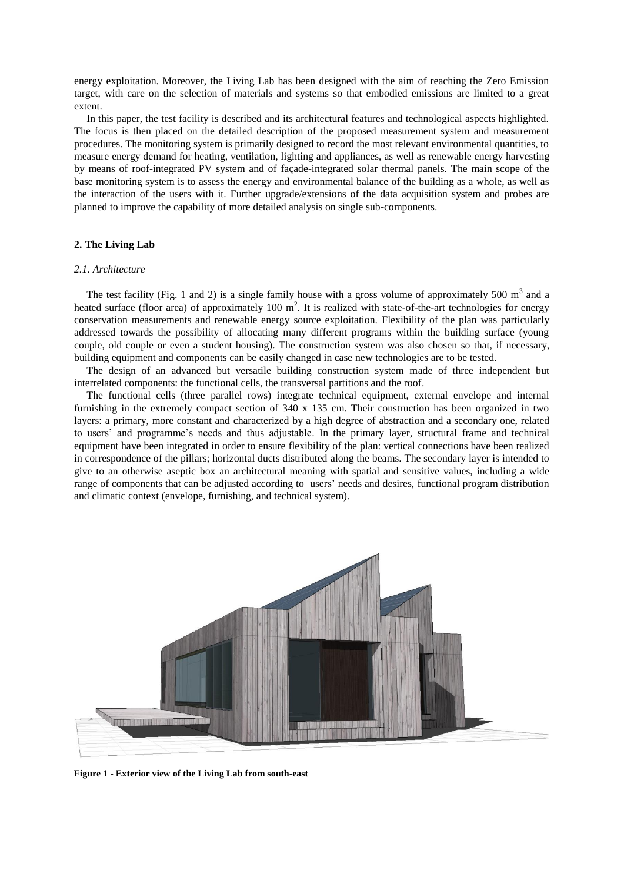energy exploitation. Moreover, the Living Lab has been designed with the aim of reaching the Zero Emission target, with care on the selection of materials and systems so that embodied emissions are limited to a great extent.

In this paper, the test facility is described and its architectural features and technological aspects highlighted. The focus is then placed on the detailed description of the proposed measurement system and measurement procedures. The monitoring system is primarily designed to record the most relevant environmental quantities, to measure energy demand for heating, ventilation, lighting and appliances, as well as renewable energy harvesting by means of roof-integrated PV system and of façade-integrated solar thermal panels. The main scope of the base monitoring system is to assess the energy and environmental balance of the building as a whole, as well as the interaction of the users with it. Further upgrade/extensions of the data acquisition system and probes are planned to improve the capability of more detailed analysis on single sub-components.

## 2. The Living Lab

### *2.1. Architecture*

The test facility (Fig. 1 and 2) is a single family house with a gross volume of approximately 500 $m^3$ and a heated surface (floor area) of approximately 100 $m^2$. It is realized with state-of-the-art technologies for energy conservation measurements and renewable energy source exploitation. Flexibility of the plan was particularly addressed towards the possibility of allocating many different programs within the building surface (young couple, old couple or even a student housing). The construction system was also chosen so that, if necessary, building equipment and components can be easily changed in case new technologies are to be tested.

The design of an advanced but versatile building construction system made of three independent but interrelated components: the functional cells, the transversal partitions and the roof.

The functional cells (three parallel rows) integrate technical equipment, external envelope and internal furnishing in the extremely compact section of 340 x 135 cm. Their construction has been organized in two layers: a primary, more constant and characterized by a high degree of abstraction and a secondary one, related to users' and programme's needs and thus adjustable. In the primary layer, structural frame and technical equipment have been integrated in order to ensure flexibility of the plan: vertical connections have been realized in correspondence of the pillars; horizontal ducts distributed along the beams. The secondary layer is intended to give to an otherwise aseptic box an architectural meaning with spatial and sensitive values, including a wide range of components that can be adjusted according to users' needs and desires, functional program distribution and climatic context (envelope, furnishing, and technical system).

**Figure 1 - Exterior view of the Living Lab from south-east**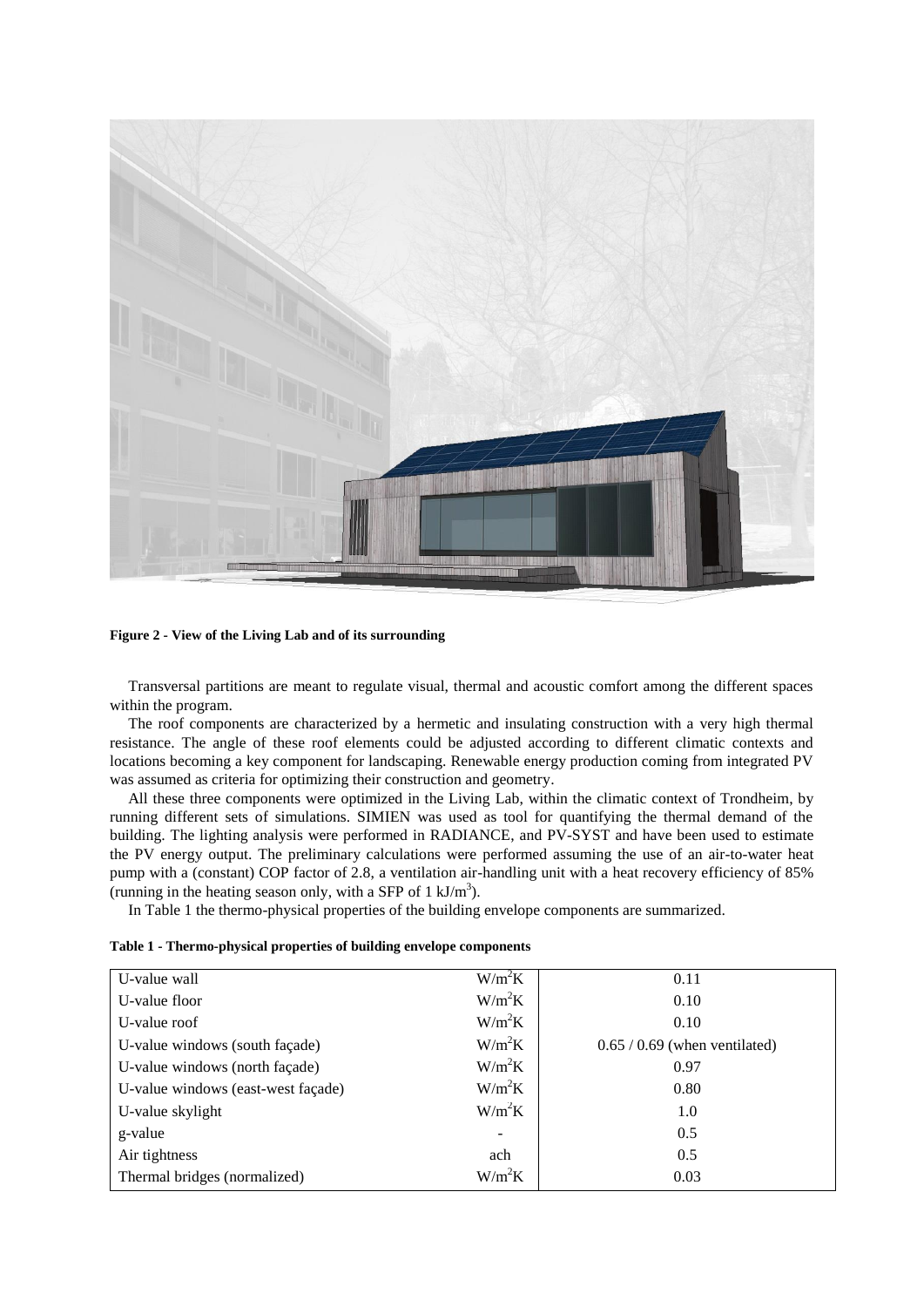**Figure 2 - View of the Living Lab and of its surrounding**

Transversal partitions are meant to regulate visual, thermal and acoustic comfort among the different spaces within the program.

The roof components are characterized by a hermetic and insulating construction with a very high thermal resistance. The angle of these roof elements could be adjusted according to different climatic contexts and locations becoming a key component for landscaping. Renewable energy production coming from integrated PV was assumed as criteria for optimizing their construction and geometry.

All these three components were optimized in the Living Lab, within the climatic context of Trondheim, by running different sets of simulations. SIMIEN was used as tool for quantifying the thermal demand of the building. The lighting analysis were performed in RADIANCE, and PV-SYST and have been used to estimate the PV energy output. The preliminary calculations were performed assuming the use of an air-to-water heat pump with a (constant) COP factor of 2.8, a ventilation air-handling unit with a heat recovery efficiency of 85% (running in the heating season only, with a SFP of 1 $kJ/m^3$).

In Table 1 the thermo-physical properties of the building envelope components are summarized.

**Table 1 - Thermo-physical properties of building envelope components**

| | | |
|---|---|---|
| U-value wall | $W/m^2K$ | 0.11 |
| U-value floor | $W/m^2K$ | 0.10 |
| U-value roof | $W/m^2K$ | 0.10 |
| U-value windows (south façade) | $W/m^2K$ | 0.65 / 0.69 (when ventilated) |
| U-value windows (north façade) | $W/m^2K$ | 0.97 |
| U-value windows (east-west façade) | $W/m^2K$ | 0.80 |
| U-value skylight | $W/m^2K$ | 1.0 |
| g-value | - | 0.5 |
| Air tightness | ach | 0.5 |
| Thermal bridges (normalized) | $W/m^2K$ | 0.03 |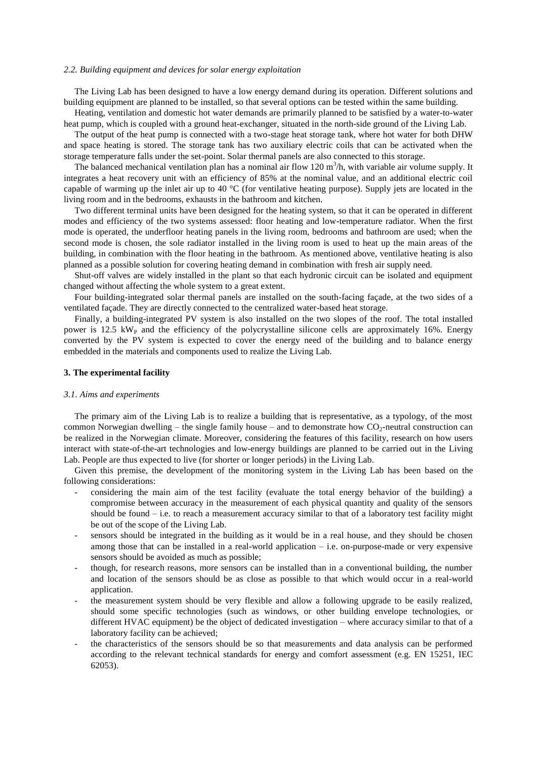### *2.2. Building equipment and devices for solar energy exploitation*

The Living Lab has been designed to have a low energy demand during its operation. Different solutions and building equipment are planned to be installed, so that several options can be tested within the same building.

Heating, ventilation and domestic hot water demands are primarily planned to be satisfied by a water-to-water heat pump, which is coupled with a ground heat-exchanger, situated in the north-side ground of the Living Lab.

The output of the heat pump is connected with a two-stage heat storage tank, where hot water for both DHW and space heating is stored. The storage tank has two auxiliary electric coils that can be activated when the storage temperature falls under the set-point. Solar thermal panels are also connected to this storage.

The balanced mechanical ventilation plan has a nominal air flow 120 $m^3/h$, with variable air volume supply. It integrates a heat recovery unit with an efficiency of 85% at the nominal value, and an additional electric coil capable of warming up the inlet air up to 40 °C (for ventilative heating purpose). Supply jets are located in the living room and in the bedrooms, exhausts in the bathroom and kitchen.

Two different terminal units have been designed for the heating system, so that it can be operated in different modes and efficiency of the two systems assessed: floor heating and low-temperature radiator. When the first mode is operated, the underfloor heating panels in the living room, bedrooms and bathroom are used; when the second mode is chosen, the sole radiator installed in the living room is used to heat up the main areas of the building, in combination with the floor heating in the bathroom. As mentioned above, ventilative heating is also planned as a possible solution for covering heating demand in combination with fresh air supply need.

Shut-off valves are widely installed in the plant so that each hydronic circuit can be isolated and equipment changed without affecting the whole system to a great extent.

Four building-integrated solar thermal panels are installed on the south-facing façade, at the two sides of a ventilated façade. They are directly connected to the centralized water-based heat storage.

Finally, a building-integrated PV system is also installed on the two slopes of the roof. The total installed power is 12.5 $kW_P$ and the efficiency of the polycrystalline silicone cells are approximately 16%. Energy converted by the PV system is expected to cover the energy need of the building and to balance energy embedded in the materials and components used to realize the Living Lab.

## 3. The experimental facility

### *3.1. Aims and experiments*

The primary aim of the Living Lab is to realize a building that is representative, as a typology, of the most common Norwegian dwelling – the single family house – and to demonstrate how $CO_2$-neutral construction can be realized in the Norwegian climate. Moreover, considering the features of this facility, research on how users interact with state-of-the-art technologies and low-energy buildings are planned to be carried out in the Living Lab. People are thus expected to live (for shorter or longer periods) in the Living Lab.

Given this premise, the development of the monitoring system in the Living Lab has been based on the following considerations:

- considering the main aim of the test facility (evaluate the total energy behavior of the building) a compromise between accuracy in the measurement of each physical quantity and quality of the sensors should be found – i.e. to reach a measurement accuracy similar to that of a laboratory test facility might be out of the scope of the Living Lab.
- sensors should be integrated in the building as it would be in a real house, and they should be chosen among those that can be installed in a real-world application – i.e. on-purpose-made or very expensive sensors should be avoided as much as possible;
- though, for research reasons, more sensors can be installed than in a conventional building, the number and location of the sensors should be as close as possible to that which would occur in a real-world application.
- the measurement system should be very flexible and allow a following upgrade to be easily realized, should some specific technologies (such as windows, or other building envelope technologies, or different HVAC equipment) be the object of dedicated investigation – where accuracy similar to that of a laboratory facility can be achieved;
- the characteristics of the sensors should be so that measurements and data analysis can be performed according to the relevant technical standards for energy and comfort assessment (e.g. EN 15251, IEC 62053).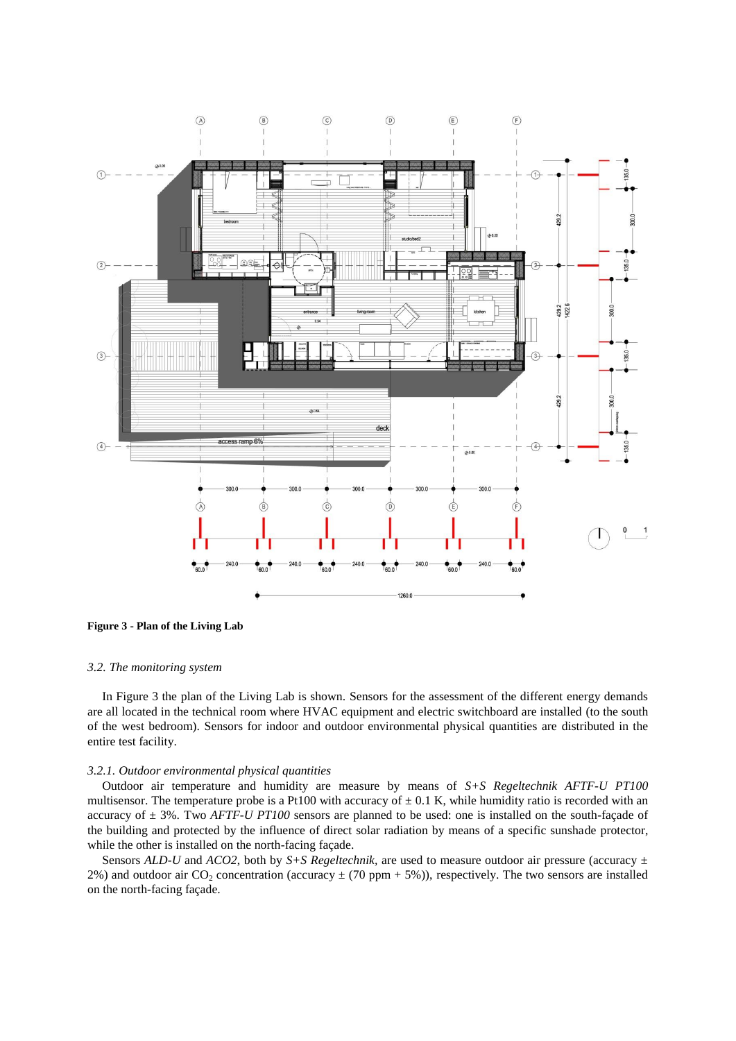**Figure 3 - Plan of the Living Lab**

### *3.2. The monitoring system*

In Figure 3 the plan of the Living Lab is shown. Sensors for the assessment of the different energy demands are all located in the technical room where HVAC equipment and electric switchboard are installed (to the south of the west bedroom). Sensors for indoor and outdoor environmental physical quantities are distributed in the entire test facility.

#### *3.2.1. Outdoor environmental physical quantities*

Outdoor air temperature and humidity are measure by means of *S+S Regeltechnik AFTF-U PT100* multisensor. The temperature probe is a Pt100 with accuracy of ± 0.1 K, while humidity ratio is recorded with an accuracy of ± 3%. Two *AFTF-U PT100* sensors are planned to be used: one is installed on the south-façade of the building and protected by the influence of direct solar radiation by means of a specific sunshade protector, while the other is installed on the north-facing façade.

Sensors *ALD-U* and *ACO2*, both by *S+S Regeltechnik*, are used to measure outdoor air pressure (accuracy ± 2%) and outdoor air $CO_2$ concentration (accuracy ± (70 ppm + 5%)), respectively. The two sensors are installed on the north-facing façade.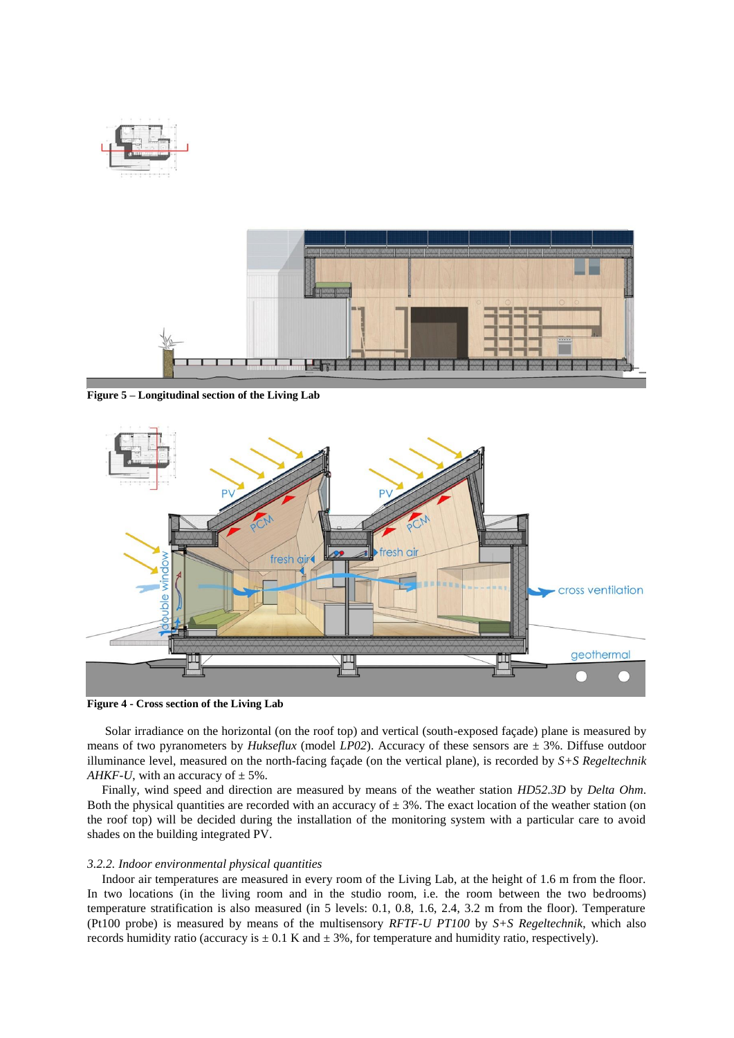Figure 5 – Longitudinal section of the Living Lab

Figure 4 - Cross section of the Living Lab

Solar irradiance on the horizontal (on the roof top) and vertical (south-exposed façade) plane is measured by means of two pyranometers by *Hukseflux* (model *LP02*). Accuracy of these sensors are ± 3%. Diffuse outdoor illuminance level, measured on the north-facing façade (on the vertical plane), is recorded by *S+S Regeltechnik AHKF-U*, with an accuracy of ± 5%.

Finally, wind speed and direction are measured by means of the weather station *HD52.3D* by *Delta Ohm*. Both the physical quantities are recorded with an accuracy of ± 3%. The exact location of the weather station (on the roof top) will be decided during the installation of the monitoring system with a particular care to avoid shades on the building integrated PV.

*3.2.2. Indoor environmental physical quantities*

Indoor air temperatures are measured in every room of the Living Lab, at the height of 1.6 m from the floor. In two locations (in the living room and in the studio room, i.e. the room between the two bedrooms) temperature stratification is also measured (in 5 levels: 0.1, 0.8, 1.6, 2.4, 3.2 m from the floor). Temperature (Pt100 probe) is measured by means of the multisensory *RFTF-U PT100* by *S+S Regeltechnik*, which also records humidity ratio (accuracy is ± 0.1 K and ± 3%, for temperature and humidity ratio, respectively).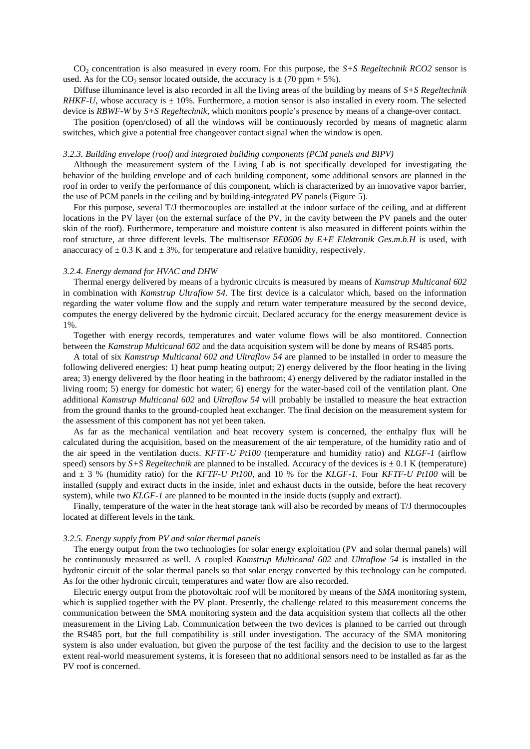$CO_2$ concentration is also measured in every room. For this purpose, the *S+S Regeltechnik RCO2* sensor is used. As for the $CO_2$ sensor located outside, the accuracy is ± (70 ppm + 5%).

Diffuse illuminance level is also recorded in all the living areas of the building by means of *S+S Regeltechnik RHKF-U*, whose accuracy is ± 10%. Furthermore, a motion sensor is also installed in every room. The selected device is *RBWF-W* by *S+S Regeltechnik*, which monitors people's presence by means of a change-over contact.

The position (open/closed) of all the windows will be continuously recorded by means of magnetic alarm switches, which give a potential free changeover contact signal when the window is open.

### *3.2.3. Building envelope (roof) and integrated building components (PCM panels and BIPV)*

Although the measurement system of the Living Lab is not specifically developed for investigating the behavior of the building envelope and of each building component, some additional sensors are planned in the roof in order to verify the performance of this component, which is characterized by an innovative vapor barrier, the use of PCM panels in the ceiling and by building-integrated PV panels (Figure 5).

For this purpose, several T/J thermocouples are installed at the indoor surface of the ceiling, and at different locations in the PV layer (on the external surface of the PV, in the cavity between the PV panels and the outer skin of the roof). Furthermore, temperature and moisture content is also measured in different points within the roof structure, at three different levels. The multisensor *EE0606 by E+E Elektronik Ges.m.b.H* is used, with anaccuracy of ± 0.3 K and ± 3%, for temperature and relative humidity, respectively.

### *3.2.4. Energy demand for HVAC and DHW*

Thermal energy delivered by means of a hydronic circuits is measured by means of *Kamstrup Multicanal 602* in combination with *Kamstrup Ultraflow 54*. The first device is a calculator which, based on the information regarding the water volume flow and the supply and return water temperature measured by the second device, computes the energy delivered by the hydronic circuit. Declared accuracy for the energy measurement device is 1%.

Together with energy records, temperatures and water volume flows will be also montitored. Connection between the *Kamstrup Multicanal 602* and the data acquisition system will be done by means of RS485 ports.

A total of six *Kamstrup Multicanal 602 and Ultraflow 54* are planned to be installed in order to measure the following delivered energies: 1) heat pump heating output; 2) energy delivered by the floor heating in the living area; 3) energy delivered by the floor heating in the bathroom; 4) energy delivered by the radiator installed in the living room; 5) energy for domestic hot water; 6) energy for the water-based coil of the ventilation plant. One additional *Kamstrup Multicanal 602* and *Ultraflow 54* will probably be installed to measure the heat extraction from the ground thanks to the ground-coupled heat exchanger. The final decision on the measurement system for the assessment of this component has not yet been taken.

As far as the mechanical ventilation and heat recovery system is concerned, the enthalpy flux will be calculated during the acquisition, based on the measurement of the air temperature, of the humidity ratio and of the air speed in the ventilation ducts. *KFTF-U Pt100* (temperature and humidity ratio) and *KLGF-1* (airflow speed) sensors by *S+S Regeltechnik* are planned to be installed. Accuracy of the devices is ± 0.1 K (temperature) and ± 3 % (humidity ratio) for the *KFTF-U Pt100*, and 10 % for the *KLGF-1*. Four *KFTF-U Pt100* will be installed (supply and extract ducts in the inside, inlet and exhaust ducts in the outside, before the heat recovery system), while two *KLGF-1* are planned to be mounted in the inside ducts (supply and extract).

Finally, temperature of the water in the heat storage tank will also be recorded by means of T/J thermocouples located at different levels in the tank.

### *3.2.5. Energy supply from PV and solar thermal panels*

The energy output from the two technologies for solar energy exploitation (PV and solar thermal panels) will be continuously measured as well. A coupled *Kamstrup Multicanal 602* and *Ultraflow 54* is installed in the hydronic circuit of the solar thermal panels so that solar energy converted by this technology can be computed. As for the other hydronic circuit, temperatures and water flow are also recorded.

Electric energy output from the photovoltaic roof will be monitored by means of the *SMA* monitoring system, which is supplied together with the PV plant. Presently, the challenge related to this measurement concerns the communication between the SMA monitoring system and the data acquisition system that collects all the other measurement in the Living Lab. Communication between the two devices is planned to be carried out through the RS485 port, but the full compatibility is still under investigation. The accuracy of the SMA monitoring system is also under evaluation, but given the purpose of the test facility and the decision to use to the largest extent real-world measurement systems, it is foreseen that no additional sensors need to be installed as far as the PV roof is concerned.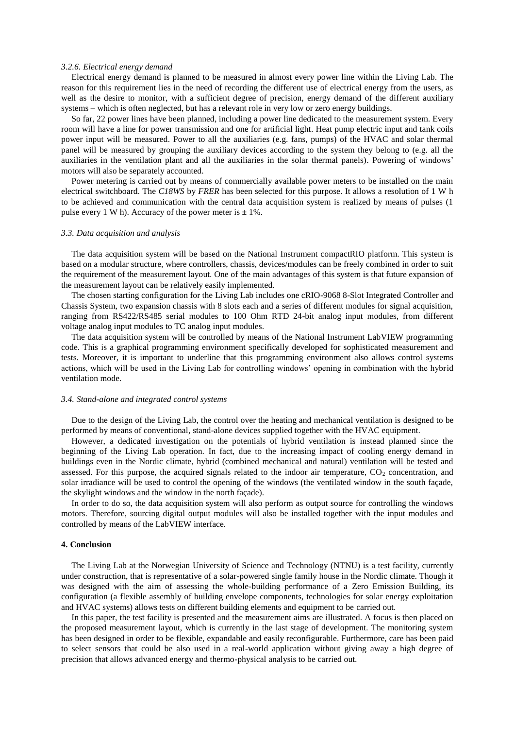### *3.2.6. Electrical energy demand*

Electrical energy demand is planned to be measured in almost every power line within the Living Lab. The reason for this requirement lies in the need of recording the different use of electrical energy from the users, as well as the desire to monitor, with a sufficient degree of precision, energy demand of the different auxiliary systems – which is often neglected, but has a relevant role in very low or zero energy buildings.

So far, 22 power lines have been planned, including a power line dedicated to the measurement system. Every room will have a line for power transmission and one for artificial light. Heat pump electric input and tank coils power input will be measured. Power to all the auxiliaries (e.g. fans, pumps) of the HVAC and solar thermal panel will be measured by grouping the auxiliary devices according to the system they belong to (e.g. all the auxiliaries in the ventilation plant and all the auxiliaries in the solar thermal panels). Powering of windows' motors will also be separately accounted.

Power metering is carried out by means of commercially available power meters to be installed on the main electrical switchboard. The *C18WS* by *FRER* has been selected for this purpose. It allows a resolution of 1 W h to be achieved and communication with the central data acquisition system is realized by means of pulses (1 pulse every 1 W h). Accuracy of the power meter is ± 1%.

### *3.3. Data acquisition and analysis*

The data acquisition system will be based on the National Instrument compactRIO platform. This system is based on a modular structure, where controllers, chassis, devices/modules can be freely combined in order to suit the requirement of the measurement layout. One of the main advantages of this system is that future expansion of the measurement layout can be relatively easily implemented.

The chosen starting configuration for the Living Lab includes one cRIO-9068 8-Slot Integrated Controller and Chassis System, two expansion chassis with 8 slots each and a series of different modules for signal acquisition, ranging from RS422/RS485 serial modules to 100 Ohm RTD 24-bit analog input modules, from different voltage analog input modules to TC analog input modules.

The data acquisition system will be controlled by means of the National Instrument LabVIEW programming code. This is a graphical programming environment specifically developed for sophisticated measurement and tests. Moreover, it is important to underline that this programming environment also allows control systems actions, which will be used in the Living Lab for controlling windows' opening in combination with the hybrid ventilation mode.

### *3.4. Stand-alone and integrated control systems*

Due to the design of the Living Lab, the control over the heating and mechanical ventilation is designed to be performed by means of conventional, stand-alone devices supplied together with the HVAC equipment.

However, a dedicated investigation on the potentials of hybrid ventilation is instead planned since the beginning of the Living Lab operation. In fact, due to the increasing impact of cooling energy demand in buildings even in the Nordic climate, hybrid (combined mechanical and natural) ventilation will be tested and assessed. For this purpose, the acquired signals related to the indoor air temperature, $CO_2$ concentration, and solar irradiance will be used to control the opening of the windows (the ventilated window in the south façade, the skylight windows and the window in the north façade).

In order to do so, the data acquisition system will also perform as output source for controlling the windows motors. Therefore, sourcing digital output modules will also be installed together with the input modules and controlled by means of the LabVIEW interface.

## **4. Conclusion**

The Living Lab at the Norwegian University of Science and Technology (NTNU) is a test facility, currently under construction, that is representative of a solar-powered single family house in the Nordic climate. Though it was designed with the aim of assessing the whole-building performance of a Zero Emission Building, its configuration (a flexible assembly of building envelope components, technologies for solar energy exploitation and HVAC systems) allows tests on different building elements and equipment to be carried out.

In this paper, the test facility is presented and the measurement aims are illustrated. A focus is then placed on the proposed measurement layout, which is currently in the last stage of development. The monitoring system has been designed in order to be flexible, expandable and easily reconfigurable. Furthermore, care has been paid to select sensors that could be also used in a real-world application without giving away a high degree of precision that allows advanced energy and thermo-physical analysis to be carried out.